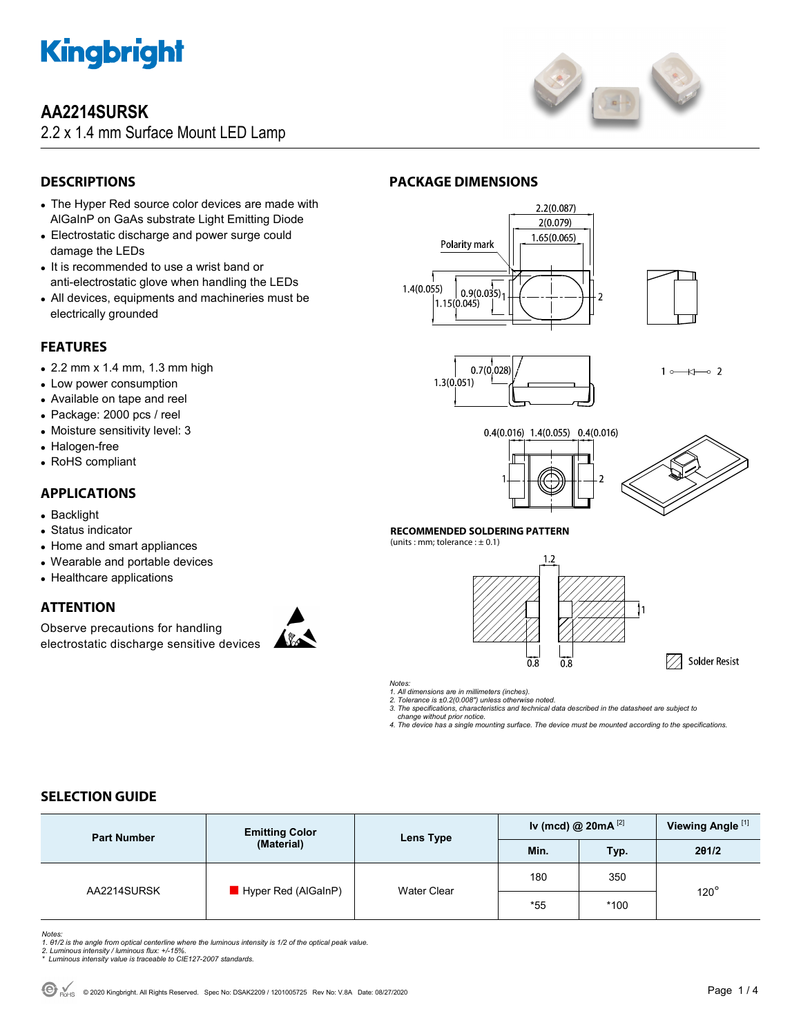# Kingbright

## AA2214SURSK

2.2 x 1.4 mm Surface Mount LED Lamp

## DESCRIPTIONS

- The Hyper Red source color devices are made with AlGaInP on GaAs substrate Light Emitting Diode
- Electrostatic discharge and power surge could damage the LEDs
- It is recommended to use a wrist band or anti-electrostatic glove when handling the LEDs
- All devices, equipments and machineries must be electrically grounded

## FEATURES

- 2.2 mm x 1.4 mm, 1.3 mm high
- Low power consumption
- Available on tape and reel
- Package: 2000 pcs / reel
- Moisture sensitivity level: 3
- Halogen-free
- RoHS compliant

## APPLICATIONS

- Backlight
- Status indicator
- Home and smart appliances
- Wearable and portable devices
- Healthcare applications

## ATTENTION

Observe precautions for handling electrostatic discharge sensitive devices

## PACKAGE DIMENSIONS

Polarity mark

2.2(0.087)
2(0.079)
1.65(0.065)
1.4(0.055)
0.9(0.035)
1.15(0.045)
0.7(0.028)
1.3(0.051)
0.4(0.016) 1.4(0.055) 0.4(0.016)

### RECOMMENDED SOLDERING PATTERN

(units : mm; tolerance : ± 0.1)

1.2
1
0.8 0.8

Solder Resist

*Notes:*
*1. All dimensions are in millimeters (inches).*
*2. Tolerance is ±0.2(0.008") unless otherwise noted.*
*3. The specifications, characteristics and technical data described in the datasheet are subject to change without prior notice.*
*4. The device has a single mounting surface. The device must be mounted according to the specifications.*

## SELECTION GUIDE

| Part Number | Emitting Color (Material) | Lens Type | Iv (mcd) @ 20mA [2] | | Viewing Angle [1] |
|---|---|---|---|---|---|
| | | | Min. | Typ. | 2θ1/2 |
| AA2214SURSK | Hyper Red (AlGaInP) | Water Clear | 180 | 350 | 120° |
| | | | *55 | *100 | |

*Notes:*
*1. θ1/2 is the angle from optical centerline where the luminous intensity is 1/2 of the optical peak value.*
*2. Luminous intensity / luminous flux: +/-15%.*
*\* Luminous intensity value is traceable to CIE127-2007 standards.*

© 2020 Kingbright. All Rights Reserved. Spec No: DSAK2209 / 1201005725 Rev No: V.8A Date: 08/27/2020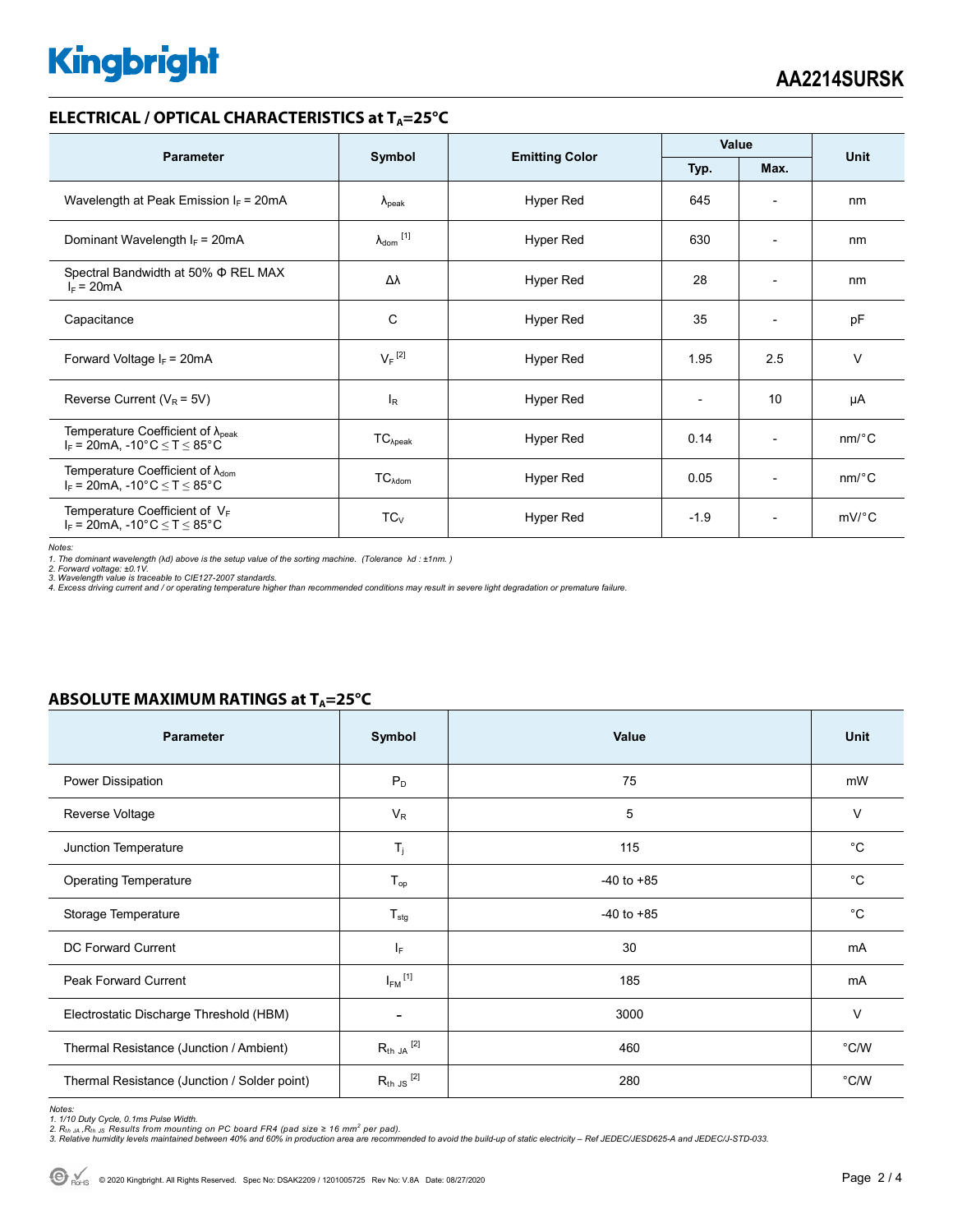## ELECTRICAL / OPTICAL CHARACTERISTICS at $T_A$=25°C

| Parameter | Symbol | Emitting Color | Value | | Unit |
|---|---|---|---|---|---|
| | | | Typ. | Max. | |
| Wavelength at Peak Emission $I_F$ = 20mA | $\lambda_{peak}$ | Hyper Red | 645 | - | nm |
| Dominant Wavelength $I_F$ = 20mA | $\lambda_{dom}$ [1] | Hyper Red | 630 | - | nm |
| Spectral Bandwidth at 50% Φ REL MAX $I_F$ = 20mA | Δλ | Hyper Red | 28 | - | nm |
| Capacitance | C | Hyper Red | 35 | - | pF |
| Forward Voltage $I_F$ = 20mA | $V_F$ [2] | Hyper Red | 1.95 | 2.5 | V |
| Reverse Current ($V_R$ = 5V) | $I_R$ | Hyper Red | - | 10 | µA |
| Temperature Coefficient of $\lambda_{peak}$ $I_F$ = 20mA, -10°C ≤ T ≤ 85°C | $TC_{\lambda peak}$ | Hyper Red | 0.14 | - | nm/°C |
| Temperature Coefficient of $\lambda_{dom}$ $I_F$ = 20mA, -10°C ≤ T ≤ 85°C | $TC_{\lambda dom}$ | Hyper Red | 0.05 | - | nm/°C |
| Temperature Coefficient of $V_F$ $I_F$ = 20mA, -10°C ≤ T ≤ 85°C | $TC_V$ | Hyper Red | -1.9 | - | mV/°C |

*Notes:*
*1. The dominant wavelength (λd) above is the setup value of the sorting machine. (Tolerance λd : ±1nm. )*
*2. Forward voltage: ±0.1V.*
*3. Wavelength value is traceable to CIE127-2007 standards.*
*4. Excess driving current and / or operating temperature higher than recommended conditions may result in severe light degradation or premature failure.*

## ABSOLUTE MAXIMUM RATINGS at $T_A$=25°C

| Parameter | Symbol | Value | Unit |
|---|---|---|---|
| Power Dissipation | $P_D$ | 75 | mW |
| Reverse Voltage | $V_R$ | 5 | V |
| Junction Temperature | $T_j$ | 115 | °C |
| Operating Temperature | $T_{op}$ | -40 to +85 | °C |
| Storage Temperature | $T_{stg}$ | -40 to +85 | °C |
| DC Forward Current | $I_F$ | 30 | mA |
| Peak Forward Current | $I_{FM}$ [1] | 185 | mA |
| Electrostatic Discharge Threshold (HBM) | - | 3000 | V |
| Thermal Resistance (Junction / Ambient) | $R_{th\ JA}$ [2] | 460 | °C/W |
| Thermal Resistance (Junction / Solder point) | $R_{th\ JS}$ [2] | 280 | °C/W |

*Notes:*
*1. 1/10 Duty Cycle, 0.1ms Pulse Width.*
*2. $R_{th\ JA}$, $R_{th\ JS}$ Results from mounting on PC board FR4 (pad size ≥ 16 $mm^2$ per pad).*
*3. Relative humidity levels maintained between 40% and 60% in production area are recommended to avoid the build-up of static electricity – Ref JEDEC/JESD625-A and JEDEC/J-STD-033.*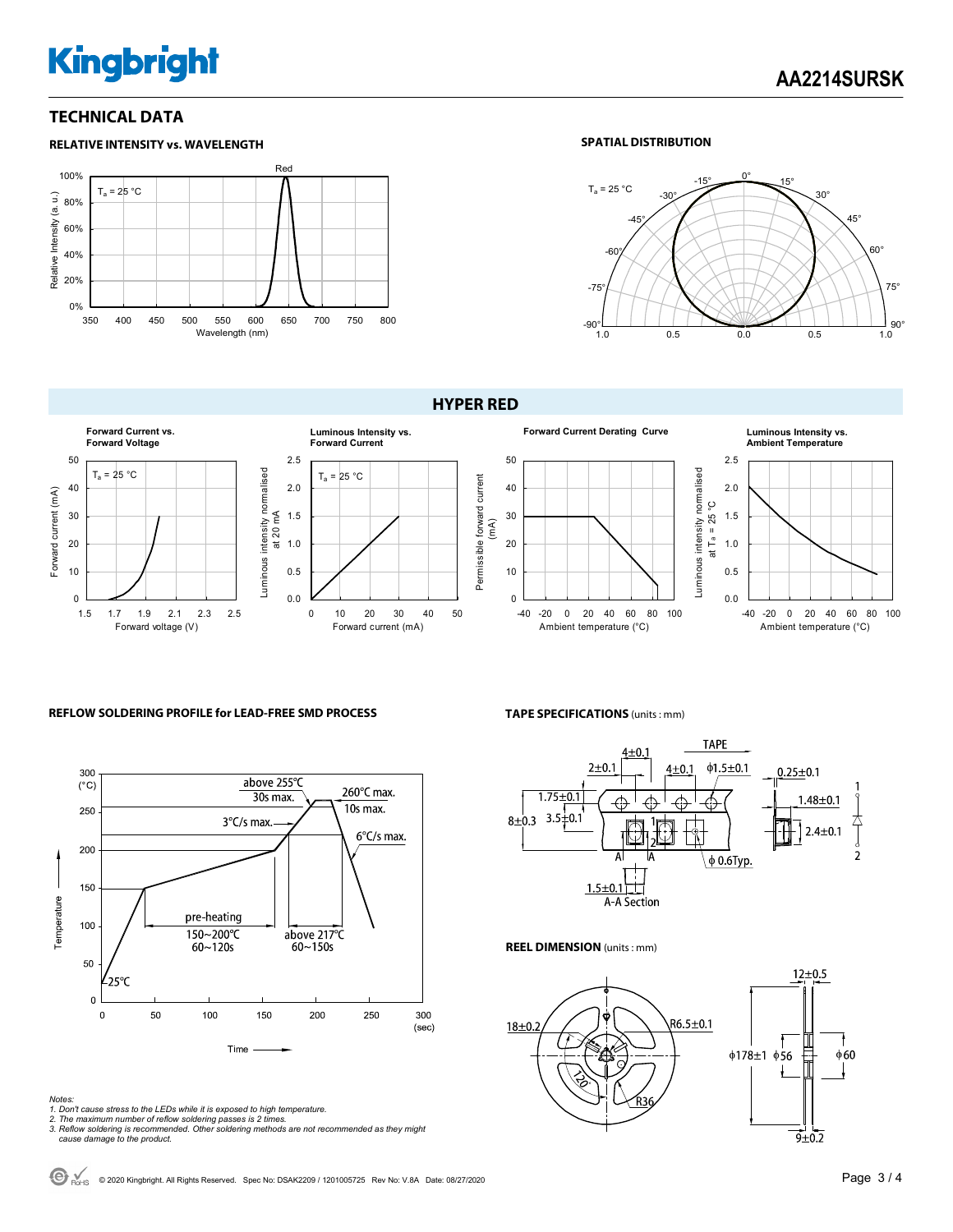## TECHNICAL DATA

### RELATIVE INTENSITY vs. WAVELENGTH

### SPATIAL DISTRIBUTION

## HYPER RED

**Forward Current vs. Forward Voltage**

**Luminous Intensity vs. Forward Current**

**Forward Current Derating Curve**

**Luminous Intensity vs. Ambient Temperature**

### REFLOW SOLDERING PROFILE for LEAD-FREE SMD PROCESS

### TAPE SPECIFICATIONS (units : mm)

### REEL DIMENSION (units : mm)

*Notes:*
*1. Don't cause stress to the LEDs while it is exposed to high temperature.*
*2. The maximum number of reflow soldering passes is 2 times.*
*3. Reflow soldering is recommended. Other soldering methods are not recommended as they might cause damage to the product.*

© 2020 Kingbright. All Rights Reserved. Spec No: DSAK2209 / 1201005725 Rev No: V.8A Date: 08/27/2020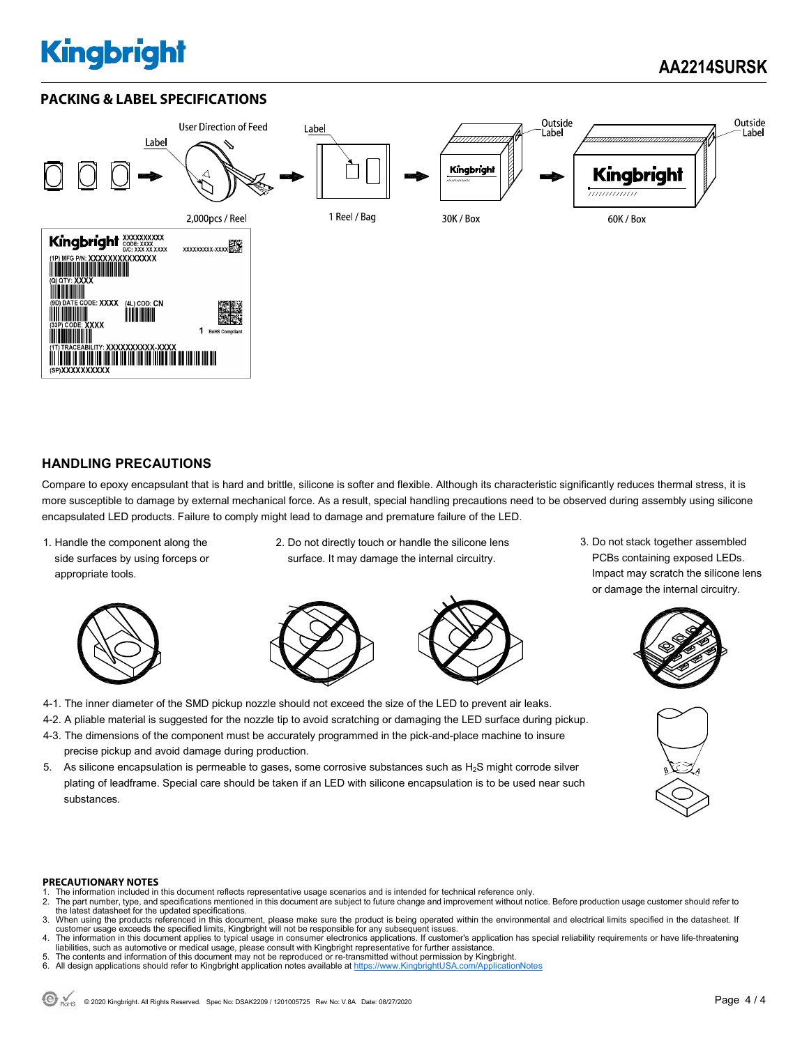## PACKING & LABEL SPECIFICATIONS

Label

User Direction of Feed

Label

Outside Label

Outside Label

2,000pcs / Reel

1 Reel / Bag

30K / Box

60K / Box

## HANDLING PRECAUTIONS

Compare to epoxy encapsulant that is hard and brittle, silicone is softer and flexible. Although its characteristic significantly reduces thermal stress, it is more susceptible to damage by external mechanical force. As a result, special handling precautions need to be observed during assembly using silicone encapsulated LED products. Failure to comply might lead to damage and premature failure of the LED.

1. Handle the component along the side surfaces by using forceps or appropriate tools.
2. Do not directly touch or handle the silicone lens surface. It may damage the internal circuitry.
3. Do not stack together assembled PCBs containing exposed LEDs. Impact may scratch the silicone lens or damage the internal circuitry.

4-1. The inner diameter of the SMD pickup nozzle should not exceed the size of the LED to prevent air leaks.

4-2. A pliable material is suggested for the nozzle tip to avoid scratching or damaging the LED surface during pickup.

4-3. The dimensions of the component must be accurately programmed in the pick-and-place machine to insure precise pickup and avoid damage during production.

5. As silicone encapsulation is permeable to gases, some corrosive substances such as $H_2S$ might corrode silver plating of leadframe. Special care should be taken if an LED with silicone encapsulation is to be used near such substances.

### PRECAUTIONARY NOTES

1. The information included in this document reflects representative usage scenarios and is intended for technical reference only.
2. The part number, type, and specifications mentioned in this document are subject to future change and improvement without notice. Before production usage customer should refer to the latest datasheet for the updated specifications.
3. When using the products referenced in this document, please make sure the product is being operated within the environmental and electrical limits specified in the datasheet. If customer usage exceeds the specified limits, Kingbright will not be responsible for any subsequent issues.
4. The information in this document applies to typical usage in consumer electronics applications. If customer's application has special reliability requirements or have life-threatening liabilities, such as automotive or medical usage, please consult with Kingbright representative for further assistance.
5. The contents and information of this document may not be reproduced or re-transmitted without permission by Kingbright.
6. All design applications should refer to Kingbright application notes available at https://www.KingbrightUSA.com/ApplicationNotes

© 2020 Kingbright. All Rights Reserved. Spec No: DSAK2209 / 1201005725 Rev No: V.8A Date: 08/27/2020